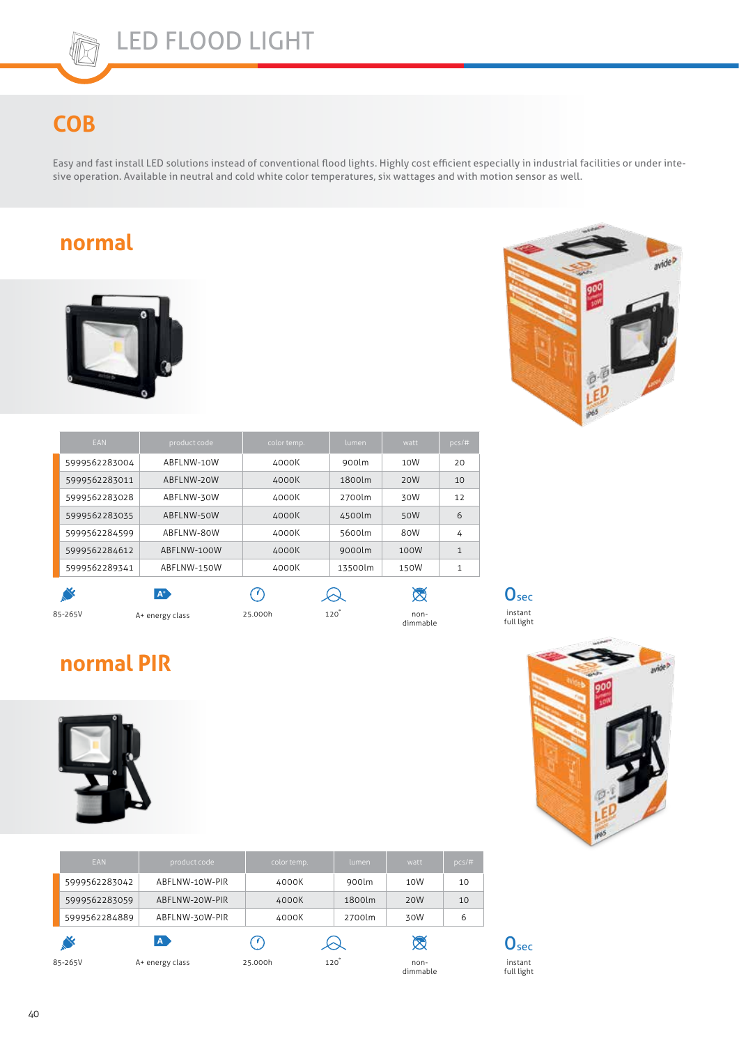# LED FLOOD LIGHT

## COB

Easy and fast install LED solutions instead of conventional flood lights. Highly cost efficient especially in industrial facilities or under intensive operation. Available in neutral and cold white color temperatures, six wattages and with motion sensor as well.

### normal

| EAN | product code | color temp. | lumen | watt | pcs/# |
|---|---|---|---|---|---|
| 5999562283004 | ABFLNW-10W | 4000K | 900lm | 10W | 20 |
| 5999562283011 | ABFLNW-20W | 4000K | 1800lm | 20W | 10 |
| 5999562283028 | ABFLNW-30W | 4000K | 2700lm | 30W | 12 |
| 5999562283035 | ABFLNW-50W | 4000K | 4500lm | 50W | 6 |
| 5999562284599 | ABFLNW-80W | 4000K | 5600lm | 80W | 4 |
| 5999562284612 | ABFLNW-100W | 4000K | 9000lm | 100W | 1 |
| 5999562289341 | ABFLNW-150W | 4000K | 13500lm | 150W | 1 |

85-265V

A+ energy class

25.000h

120°

non-dimmable

0sec instant full light

### normal PIR

| EAN | product code | color temp. | lumen | watt | pcs/# |
|---|---|---|---|---|---|
| 5999562283042 | ABFLNW-10W-PIR | 4000K | 900lm | 10W | 10 |
| 5999562283059 | ABFLNW-20W-PIR | 4000K | 1800lm | 20W | 10 |
| 5999562284889 | ABFLNW-30W-PIR | 4000K | 2700lm | 30W | 6 |

85-265V

A+ energy class

25.000h

120°

non-dimmable

0sec instant full light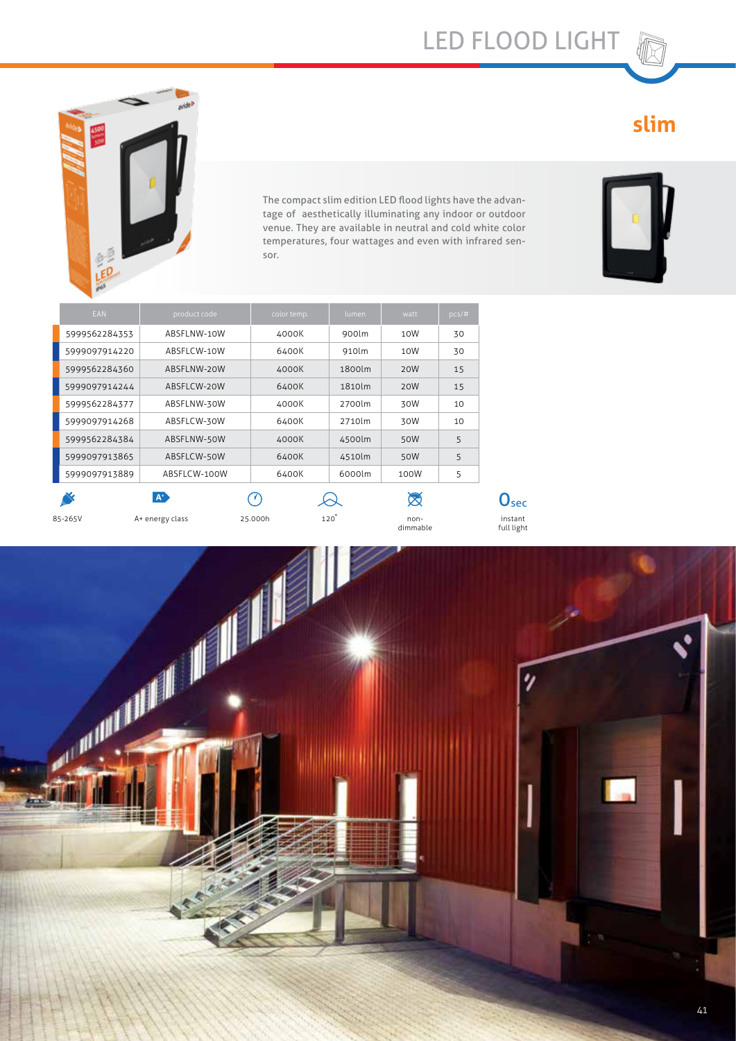# LED FLOOD LIGHT

## slim

The compact slim edition LED flood lights have the advantage of aesthetically illuminating any indoor or outdoor venue. They are available in neutral and cold white color temperatures, four wattages and even with infrared sensor.

| EAN | product code | color temp. | lumen | watt | pcs/# |
|---|---|---|---|---|---|
| 5999562284353 | ABSFLNW-10W | 4000K | 900lm | 10W | 30 |
| 5999097914220 | ABSFLCW-10W | 6400K | 910lm | 10W | 30 |
| 5999562284360 | ABSFLNW-20W | 4000K | 1800lm | 20W | 15 |
| 5999097914244 | ABSFLCW-20W | 6400K | 1810lm | 20W | 15 |
| 5999562284377 | ABSFLNW-30W | 4000K | 2700lm | 30W | 10 |
| 5999097914268 | ABSFLCW-30W | 6400K | 2710lm | 30W | 10 |
| 5999562284384 | ABSFLNW-50W | 4000K | 4500lm | 50W | 5 |
| 5999097913865 | ABSFLCW-50W | 6400K | 4510lm | 50W | 5 |
| 5999097913889 | ABSFLCW-100W | 6400K | 6000lm | 100W | 5 |

85-265V

A+ energy class

25.000h

120°

non-dimmable

0sec instant full light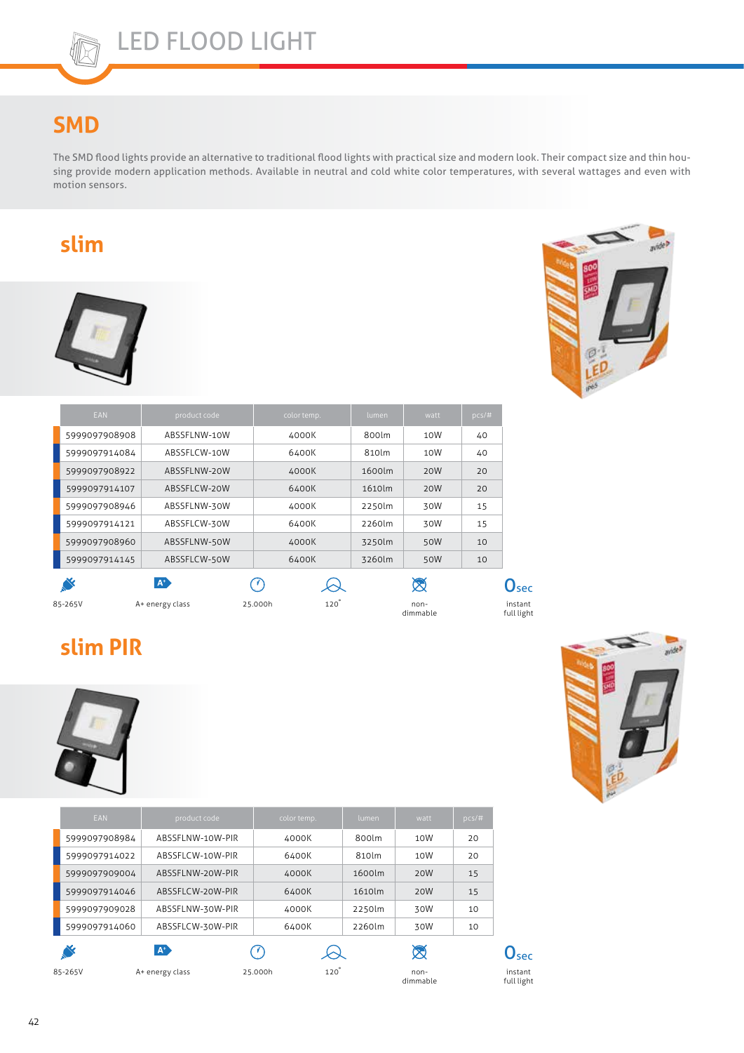# LED FLOOD LIGHT

## SMD

The SMD flood lights provide an alternative to traditional flood lights with practical size and modern look. Their compact size and thin housing provide modern application methods. Available in neutral and cold white color temperatures, with several wattages and even with motion sensors.

### slim

| EAN | product code | color temp. | lumen | watt | pcs/# |
|---|---|---|---|---|---|
| 5999097908908 | ABSSFLNW-10W | 4000K | 800lm | 10W | 40 |
| 5999097914084 | ABSSFLCW-10W | 6400K | 810lm | 10W | 40 |
| 5999097908922 | ABSSFLNW-20W | 4000K | 1600lm | 20W | 20 |
| 5999097914107 | ABSSFLCW-20W | 6400K | 1610lm | 20W | 20 |
| 5999097908946 | ABSSFLNW-30W | 4000K | 2250lm | 30W | 15 |
| 5999097914121 | ABSSFLCW-30W | 6400K | 2260lm | 30W | 15 |
| 5999097908960 | ABSSFLNW-50W | 4000K | 3250lm | 50W | 10 |
| 5999097914145 | ABSSFLCW-50W | 6400K | 3260lm | 50W | 10 |

85-265V

A+ energy class

25.000h

120°

non-dimmable

0sec instant full light

### slim PIR

| EAN | product code | color temp. | lumen | watt | pcs/# |
|---|---|---|---|---|---|
| 5999097908984 | ABSSFLNW-10W-PIR | 4000K | 800lm | 10W | 20 |
| 5999097914022 | ABSSFLCW-10W-PIR | 6400K | 810lm | 10W | 20 |
| 5999097909004 | ABSSFLNW-20W-PIR | 4000K | 1600lm | 20W | 15 |
| 5999097914046 | ABSSFLCW-20W-PIR | 6400K | 1610lm | 20W | 15 |
| 5999097909028 | ABSSFLNW-30W-PIR | 4000K | 2250lm | 30W | 10 |
| 5999097914060 | ABSSFLCW-30W-PIR | 6400K | 2260lm | 30W | 10 |

85-265V

A+ energy class

25.000h

120°

non-dimmable

0sec instant full light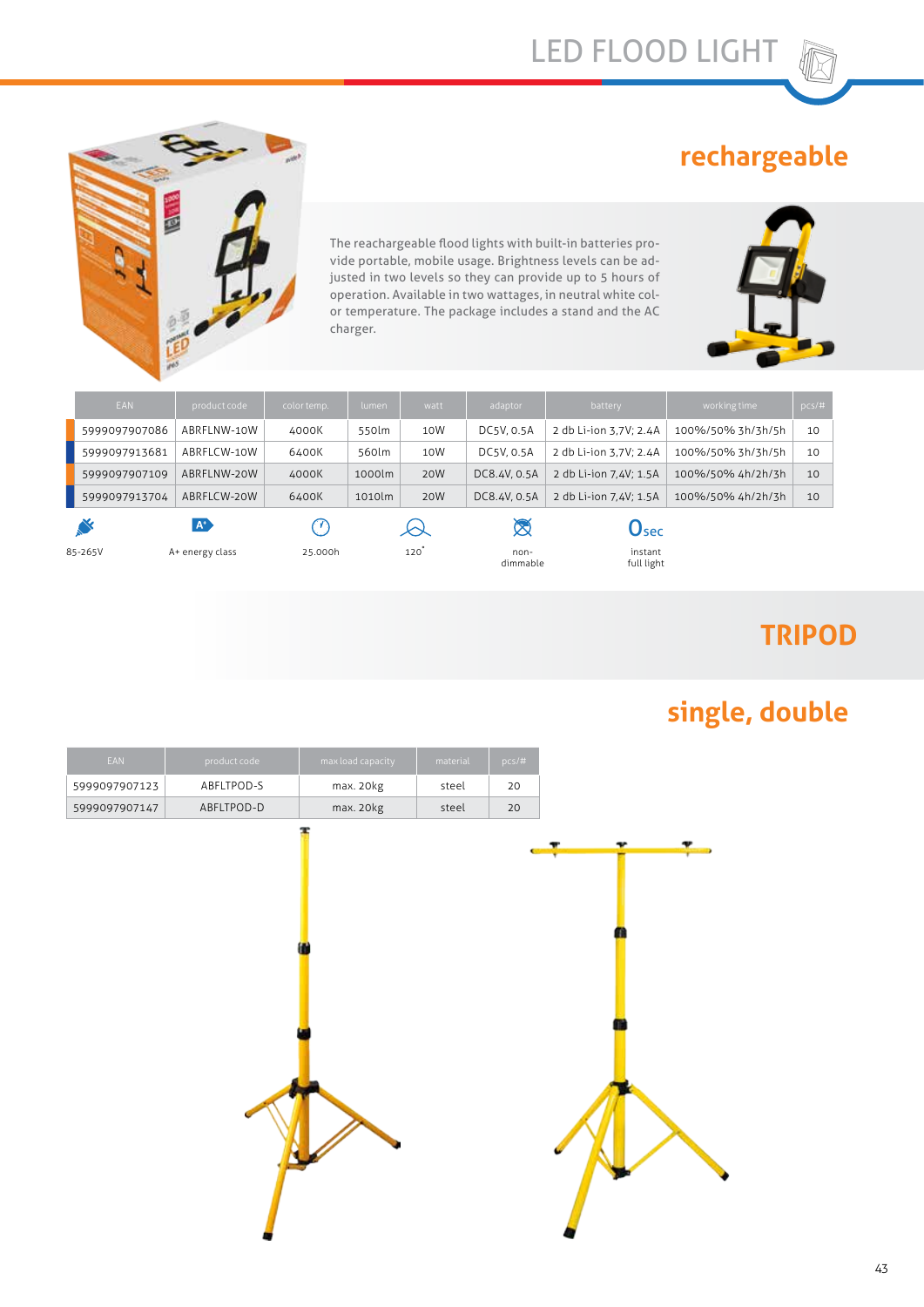# LED FLOOD LIGHT

## rechargeable

The reachargeable flood lights with built-in batteries provide portable, mobile usage. Brightness levels can be adjusted in two levels so they can provide up to 5 hours of operation. Available in two wattages, in neutral white color temperature. The package includes a stand and the AC charger.

| EAN | product code | color temp. | lumen | watt | adaptor | battery | working time | pcs/# |
|---|---|---|---|---|---|---|---|---|
| 5999097907086 | ABRFLNW-10W | 4000K | 550lm | 10W | DC5V, 0.5A | 2 db Li-ion 3,7V; 2.4A | 100%/50% 3h/3h/5h | 10 |
| 5999097913681 | ABRFLCW-10W | 6400K | 560lm | 10W | DC5V, 0.5A | 2 db Li-ion 3,7V; 2.4A | 100%/50% 3h/3h/5h | 10 |
| 5999097907109 | ABRFLNW-20W | 4000K | 1000lm | 20W | DC8.4V, 0.5A | 2 db Li-ion 7,4V; 1.5A | 100%/50% 4h/2h/3h | 10 |
| 5999097913704 | ABRFLCW-20W | 6400K | 1010lm | 20W | DC8.4V, 0.5A | 2 db Li-ion 7,4V; 1.5A | 100%/50% 4h/2h/3h | 10 |

85-265V

A+ energy class

25.000h

120°

non-dimmable

0sec instant full light

## TRIPOD

## single, double

| EAN | product code | max load capacity | material | pcs/# |
|---|---|---|---|---|
| 5999097907123 | ABFLTPOD-S | max. 20kg | steel | 20 |
| 5999097907147 | ABFLTPOD-D | max. 20kg | steel | 20 |